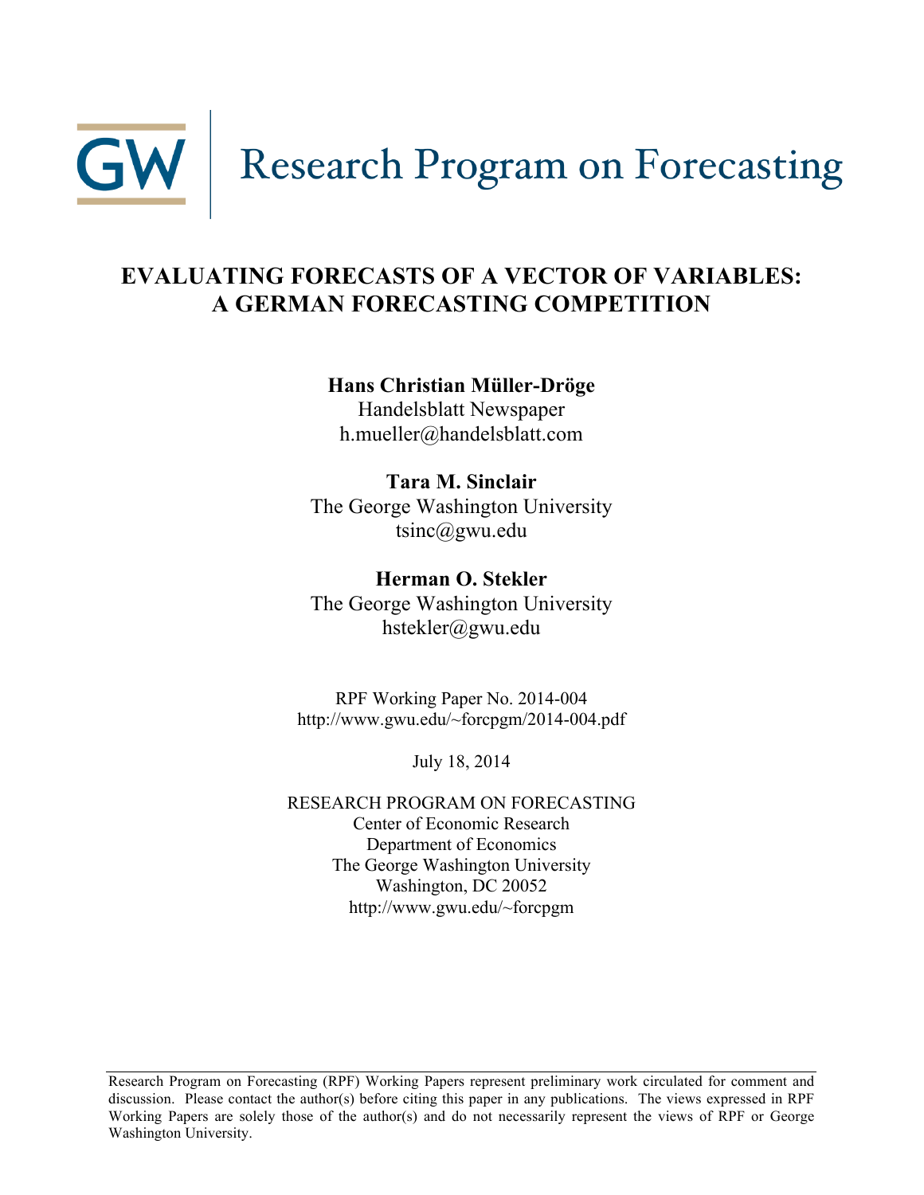GW | Research Program on Forecasting

# EVALUATING FORECASTS OF A VECTOR OF VARIABLES: A GERMAN FORECASTING COMPETITION

**Hans Christian Müller-Dröge**
Handelsblatt Newspaper
h.mueller@handelsblatt.com

**Tara M. Sinclair**
The George Washington University
tsinc@gwu.edu

**Herman O. Stekler**
The George Washington University
hstekler@gwu.edu

RPF Working Paper No. 2014-004
http://www.gwu.edu/~forcpgm/2014-004.pdf

July 18, 2014

RESEARCH PROGRAM ON FORECASTING
Center of Economic Research
Department of Economics
The George Washington University
Washington, DC 20052
http://www.gwu.edu/~forcpgm

Research Program on Forecasting (RPF) Working Papers represent preliminary work circulated for comment and discussion. Please contact the author(s) before citing this paper in any publications. The views expressed in RPF Working Papers are solely those of the author(s) and do not necessarily represent the views of RPF or George Washington University.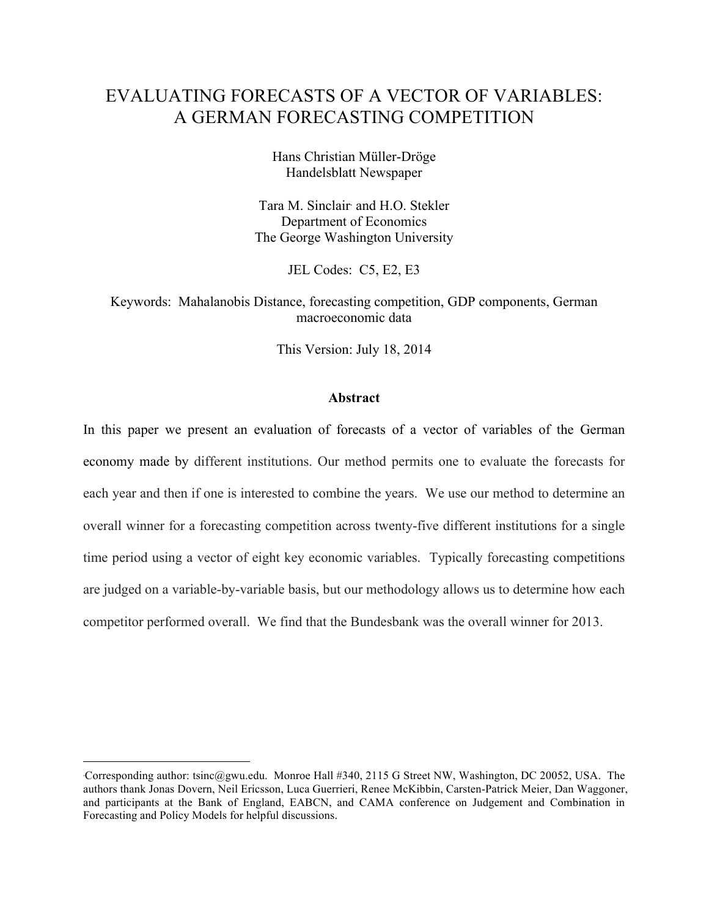# EVALUATING FORECASTS OF A VECTOR OF VARIABLES: A GERMAN FORECASTING COMPETITION

Hans Christian Müller-Dröge
Handelsblatt Newspaper

Tara M. Sinclair[*] and H.O. Stekler
Department of Economics
The George Washington University

JEL Codes: C5, E2, E3

Keywords: Mahalanobis Distance, forecasting competition, GDP components, German macroeconomic data

This Version: July 18, 2014

**Abstract**

In this paper we present an evaluation of forecasts of a vector of variables of the German economy made by different institutions. Our method permits one to evaluate the forecasts for each year and then if one is interested to combine the years. We use our method to determine an overall winner for a forecasting competition across twenty-five different institutions for a single time period using a vector of eight key economic variables. Typically forecasting competitions are judged on a variable-by-variable basis, but our methodology allows us to determine how each competitor performed overall. We find that the Bundesbank was the overall winner for 2013.

---

[*] Corresponding author: tsinc@gwu.edu. Monroe Hall #340, 2115 G Street NW, Washington, DC 20052, USA. The authors thank Jonas Dovern, Neil Ericsson, Luca Guerrieri, Renee McKibbin, Carsten-Patrick Meier, Dan Waggoner, and participants at the Bank of England, EABCN, and CAMA conference on Judgement and Combination in Forecasting and Policy Models for helpful discussions.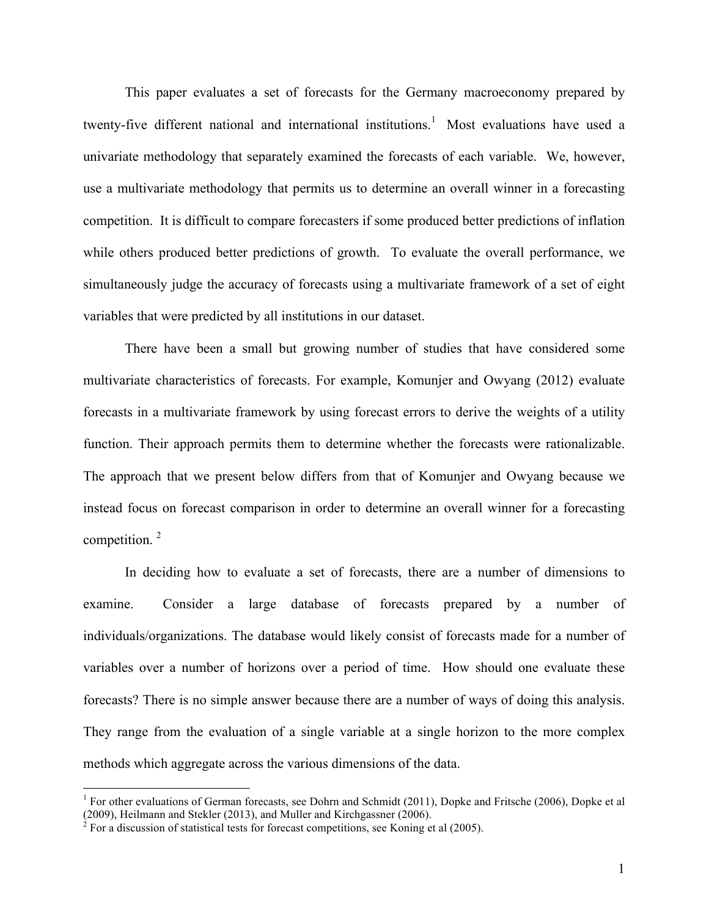This paper evaluates a set of forecasts for the Germany macroeconomy prepared by twenty-five different national and international institutions.[1] Most evaluations have used a univariate methodology that separately examined the forecasts of each variable. We, however, use a multivariate methodology that permits us to determine an overall winner in a forecasting competition. It is difficult to compare forecasters if some produced better predictions of inflation while others produced better predictions of growth. To evaluate the overall performance, we simultaneously judge the accuracy of forecasts using a multivariate framework of a set of eight variables that were predicted by all institutions in our dataset.

There have been a small but growing number of studies that have considered some multivariate characteristics of forecasts. For example, Komunjer and Owyang (2012) evaluate forecasts in a multivariate framework by using forecast errors to derive the weights of a utility function. Their approach permits them to determine whether the forecasts were rationalizable. The approach that we present below differs from that of Komunjer and Owyang because we instead focus on forecast comparison in order to determine an overall winner for a forecasting competition. [2]

In deciding how to evaluate a set of forecasts, there are a number of dimensions to examine. Consider a large database of forecasts prepared by a number of individuals/organizations. The database would likely consist of forecasts made for a number of variables over a number of horizons over a period of time. How should one evaluate these forecasts? There is no simple answer because there are a number of ways of doing this analysis. They range from the evaluation of a single variable at a single horizon to the more complex methods which aggregate across the various dimensions of the data.

---

[1] For other evaluations of German forecasts, see Dohrn and Schmidt (2011), Dopke and Fritsche (2006), Dopke et al (2009), Heilmann and Stekler (2013), and Muller and Kirchgassner (2006).

[2] For a discussion of statistical tests for forecast competitions, see Koning et al (2005).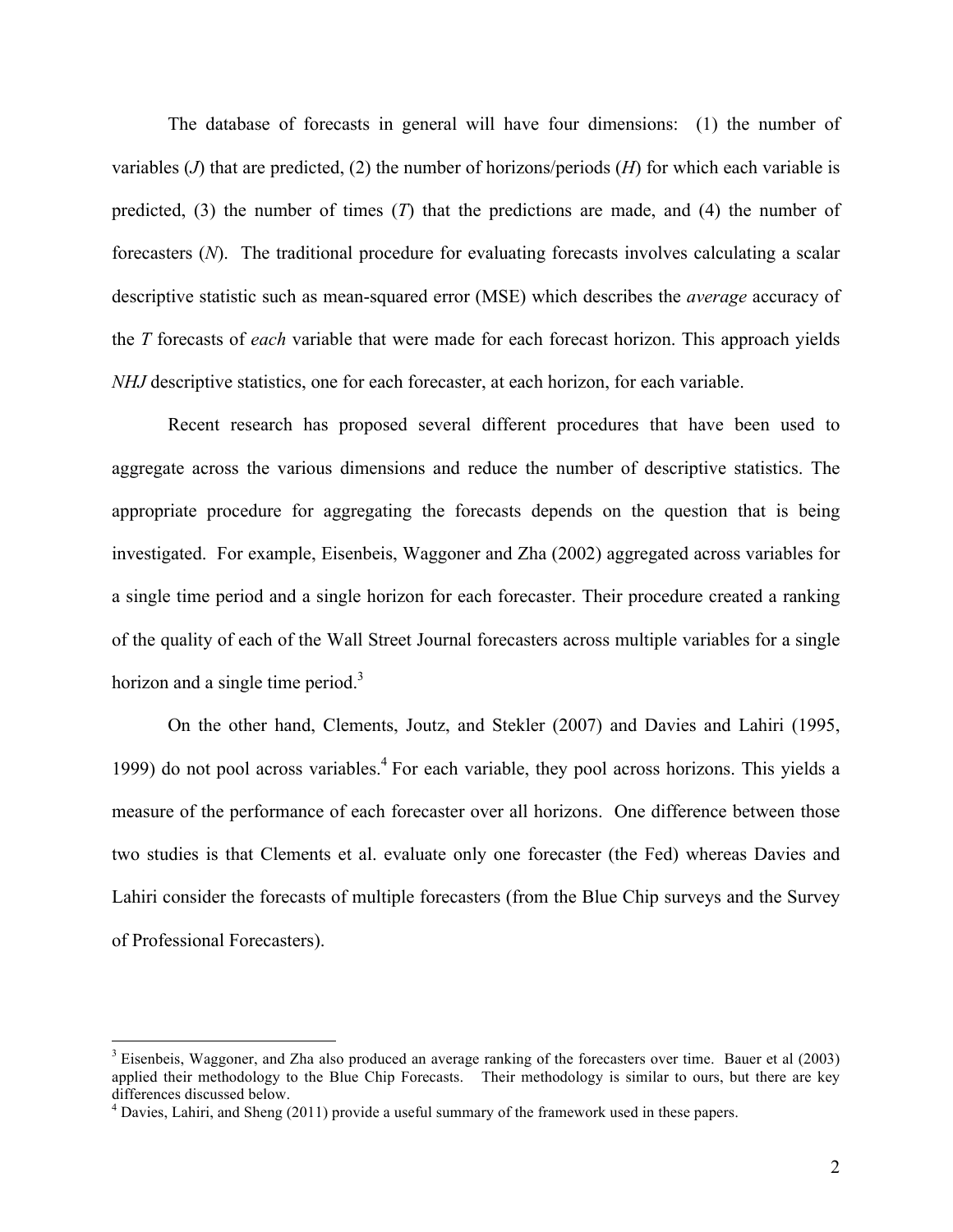The database of forecasts in general will have four dimensions: (1) the number of variables ($J$) that are predicted, (2) the number of horizons/periods ($H$) for which each variable is predicted, (3) the number of times ($T$) that the predictions are made, and (4) the number of forecasters ($N$). The traditional procedure for evaluating forecasts involves calculating a scalar descriptive statistic such as mean-squared error (MSE) which describes the *average* accuracy of the $T$ forecasts of *each* variable that were made for each forecast horizon. This approach yields $NHJ$ descriptive statistics, one for each forecaster, at each horizon, for each variable.

Recent research has proposed several different procedures that have been used to aggregate across the various dimensions and reduce the number of descriptive statistics. The appropriate procedure for aggregating the forecasts depends on the question that is being investigated. For example, Eisenbeis, Waggoner and Zha (2002) aggregated across variables for a single time period and a single horizon for each forecaster. Their procedure created a ranking of the quality of each of the Wall Street Journal forecasters across multiple variables for a single horizon and a single time period.[3]

On the other hand, Clements, Joutz, and Stekler (2007) and Davies and Lahiri (1995, 1999) do not pool across variables.[4] For each variable, they pool across horizons. This yields a measure of the performance of each forecaster over all horizons. One difference between those two studies is that Clements et al. evaluate only one forecaster (the Fed) whereas Davies and Lahiri consider the forecasts of multiple forecasters (from the Blue Chip surveys and the Survey of Professional Forecasters).

---

[3] Eisenbeis, Waggoner, and Zha also produced an average ranking of the forecasters over time. Bauer et al (2003) applied their methodology to the Blue Chip Forecasts. Their methodology is similar to ours, but there are key differences discussed below.

[4] Davies, Lahiri, and Sheng (2011) provide a useful summary of the framework used in these papers.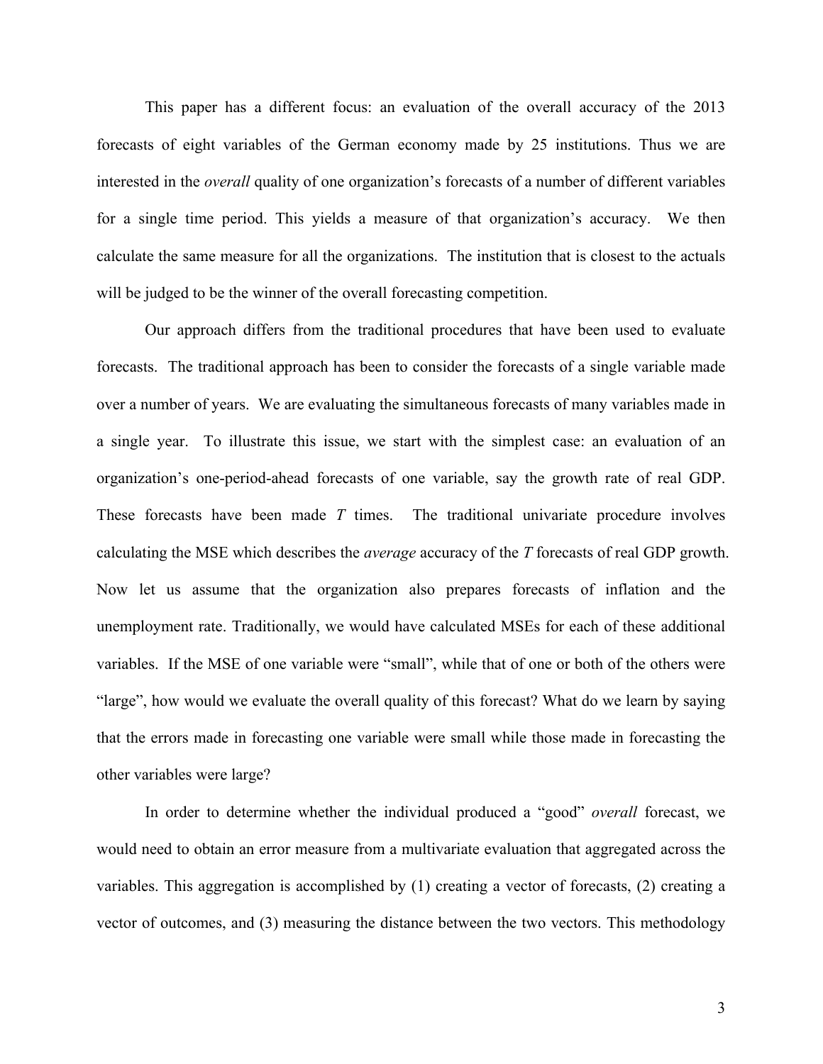This paper has a different focus: an evaluation of the overall accuracy of the 2013 forecasts of eight variables of the German economy made by 25 institutions. Thus we are interested in the *overall* quality of one organization's forecasts of a number of different variables for a single time period. This yields a measure of that organization's accuracy. We then calculate the same measure for all the organizations. The institution that is closest to the actuals will be judged to be the winner of the overall forecasting competition.

Our approach differs from the traditional procedures that have been used to evaluate forecasts. The traditional approach has been to consider the forecasts of a single variable made over a number of years. We are evaluating the simultaneous forecasts of many variables made in a single year. To illustrate this issue, we start with the simplest case: an evaluation of an organization's one-period-ahead forecasts of one variable, say the growth rate of real GDP. These forecasts have been made $T$ times. The traditional univariate procedure involves calculating the MSE which describes the *average* accuracy of the $T$ forecasts of real GDP growth. Now let us assume that the organization also prepares forecasts of inflation and the unemployment rate. Traditionally, we would have calculated MSEs for each of these additional variables. If the MSE of one variable were "small", while that of one or both of the others were "large", how would we evaluate the overall quality of this forecast? What do we learn by saying that the errors made in forecasting one variable were small while those made in forecasting the other variables were large?

In order to determine whether the individual produced a "good" *overall* forecast, we would need to obtain an error measure from a multivariate evaluation that aggregated across the variables. This aggregation is accomplished by (1) creating a vector of forecasts, (2) creating a vector of outcomes, and (3) measuring the distance between the two vectors. This methodology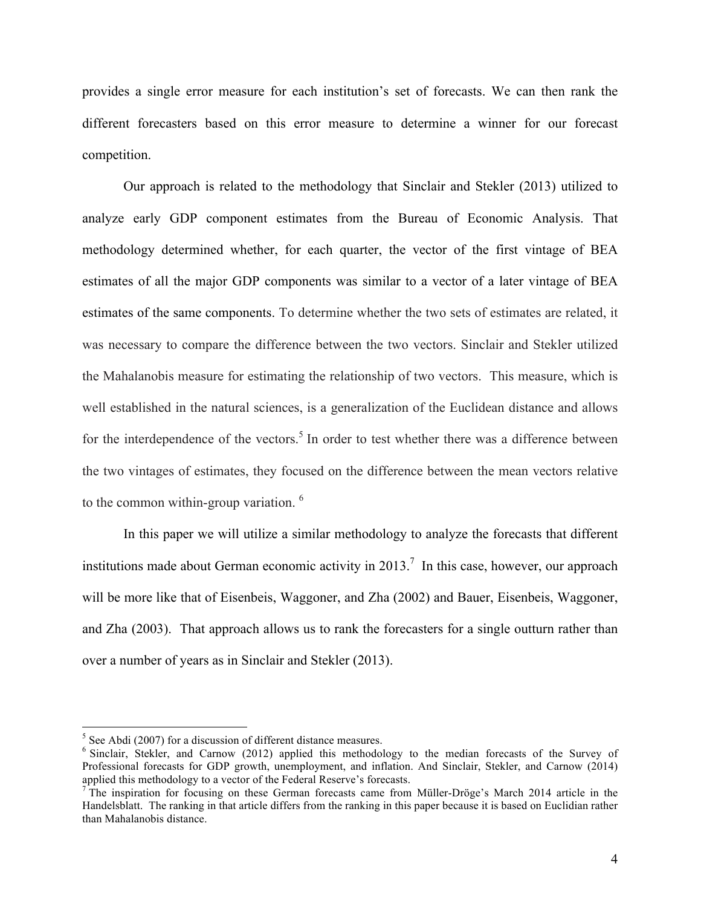provides a single error measure for each institution's set of forecasts. We can then rank the different forecasters based on this error measure to determine a winner for our forecast competition.

Our approach is related to the methodology that Sinclair and Stekler (2013) utilized to analyze early GDP component estimates from the Bureau of Economic Analysis. That methodology determined whether, for each quarter, the vector of the first vintage of BEA estimates of all the major GDP components was similar to a vector of a later vintage of BEA estimates of the same components. To determine whether the two sets of estimates are related, it was necessary to compare the difference between the two vectors. Sinclair and Stekler utilized the Mahalanobis measure for estimating the relationship of two vectors. This measure, which is well established in the natural sciences, is a generalization of the Euclidean distance and allows for the interdependence of the vectors.[5] In order to test whether there was a difference between the two vintages of estimates, they focused on the difference between the mean vectors relative to the common within-group variation. [6]

In this paper we will utilize a similar methodology to analyze the forecasts that different institutions made about German economic activity in 2013.[7] In this case, however, our approach will be more like that of Eisenbeis, Waggoner, and Zha (2002) and Bauer, Eisenbeis, Waggoner, and Zha (2003). That approach allows us to rank the forecasters for a single outturn rather than over a number of years as in Sinclair and Stekler (2013).

---

[5] See Abdi (2007) for a discussion of different distance measures.

[6] Sinclair, Stekler, and Carnow (2012) applied this methodology to the median forecasts of the Survey of Professional forecasts for GDP growth, unemployment, and inflation. And Sinclair, Stekler, and Carnow (2014) applied this methodology to a vector of the Federal Reserve's forecasts.

[7] The inspiration for focusing on these German forecasts came from Müller-Dröge's March 2014 article in the Handelsblatt. The ranking in that article differs from the ranking in this paper because it is based on Euclidian rather than Mahalanobis distance.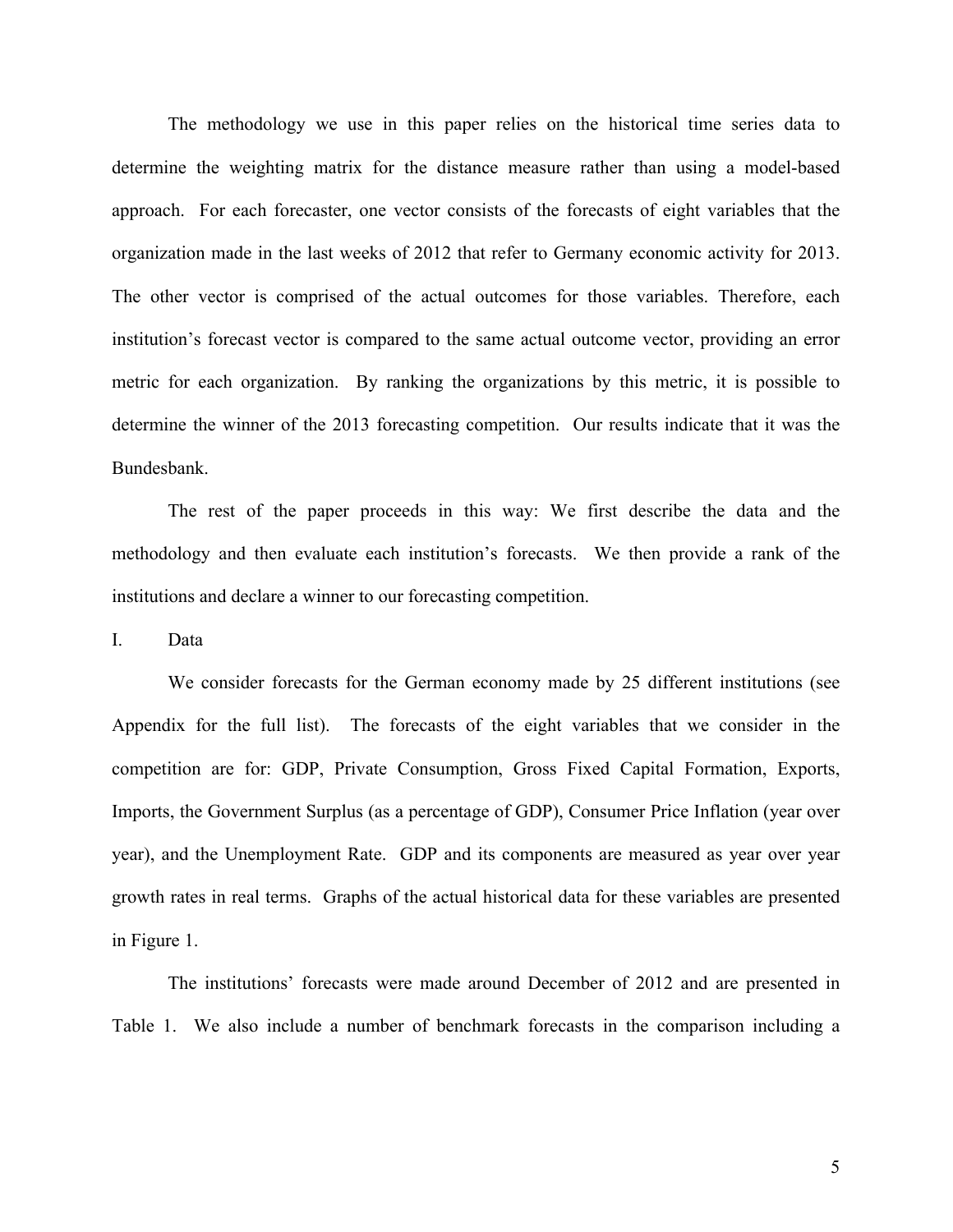The methodology we use in this paper relies on the historical time series data to determine the weighting matrix for the distance measure rather than using a model-based approach. For each forecaster, one vector consists of the forecasts of eight variables that the organization made in the last weeks of 2012 that refer to Germany economic activity for 2013. The other vector is comprised of the actual outcomes for those variables. Therefore, each institution's forecast vector is compared to the same actual outcome vector, providing an error metric for each organization. By ranking the organizations by this metric, it is possible to determine the winner of the 2013 forecasting competition. Our results indicate that it was the Bundesbank.

The rest of the paper proceeds in this way: We first describe the data and the methodology and then evaluate each institution's forecasts. We then provide a rank of the institutions and declare a winner to our forecasting competition.

## I. Data

We consider forecasts for the German economy made by 25 different institutions (see Appendix for the full list). The forecasts of the eight variables that we consider in the competition are for: GDP, Private Consumption, Gross Fixed Capital Formation, Exports, Imports, the Government Surplus (as a percentage of GDP), Consumer Price Inflation (year over year), and the Unemployment Rate. GDP and its components are measured as year over year growth rates in real terms. Graphs of the actual historical data for these variables are presented in Figure 1.

The institutions' forecasts were made around December of 2012 and are presented in Table 1. We also include a number of benchmark forecasts in the comparison including a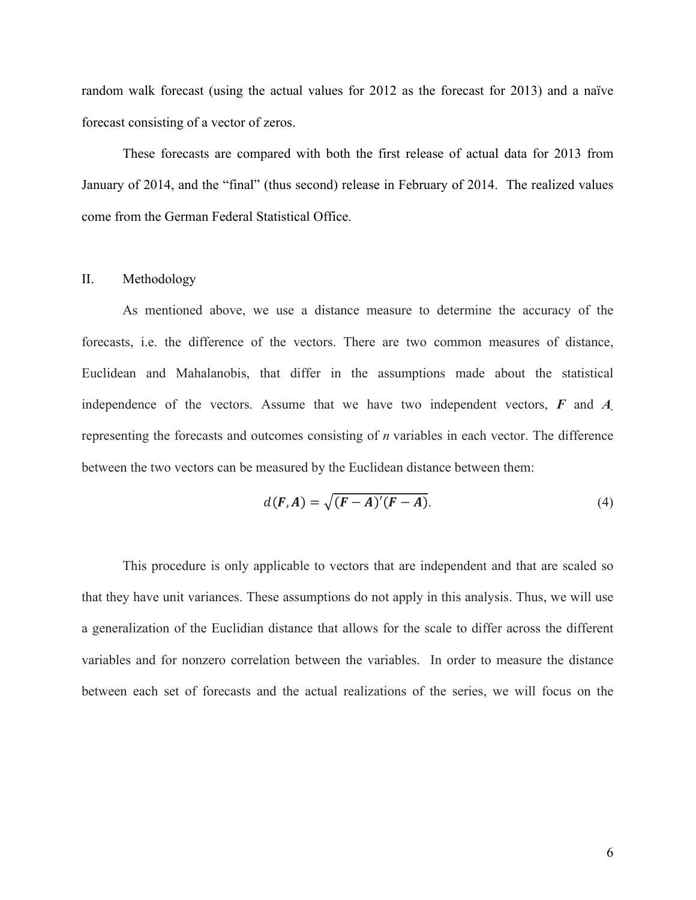random walk forecast (using the actual values for 2012 as the forecast for 2013) and a naïve forecast consisting of a vector of zeros.

These forecasts are compared with both the first release of actual data for 2013 from January of 2014, and the "final" (thus second) release in February of 2014. The realized values come from the German Federal Statistical Office.

## II. Methodology

As mentioned above, we use a distance measure to determine the accuracy of the forecasts, i.e. the difference of the vectors. There are two common measures of distance, Euclidean and Mahalanobis, that differ in the assumptions made about the statistical independence of the vectors. Assume that we have two independent vectors, $\boldsymbol{F}$ and $\boldsymbol{A}$. representing the forecasts and outcomes consisting of *n* variables in each vector. The difference between the two vectors can be measured by the Euclidean distance between them:

$$d(\boldsymbol{F},\boldsymbol{A}) = \sqrt{(\boldsymbol{F}-\boldsymbol{A})'(\boldsymbol{F}-\boldsymbol{A})}. \tag{4}$$

This procedure is only applicable to vectors that are independent and that are scaled so that they have unit variances. These assumptions do not apply in this analysis. Thus, we will use a generalization of the Euclidian distance that allows for the scale to differ across the different variables and for nonzero correlation between the variables. In order to measure the distance between each set of forecasts and the actual realizations of the series, we will focus on the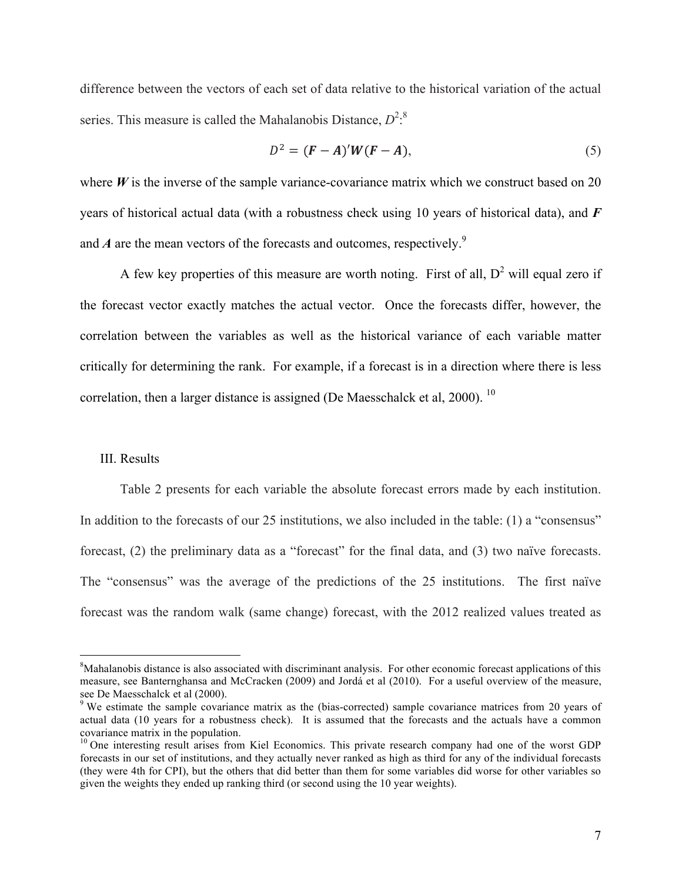difference between the vectors of each set of data relative to the historical variation of the actual series. This measure is called the Mahalanobis Distance, $D^2$:[8]

$$D^2 = (\boldsymbol{F} - \boldsymbol{A})'\boldsymbol{W}(\boldsymbol{F} - \boldsymbol{A}), \tag{5}$$

where $\boldsymbol{W}$ is the inverse of the sample variance-covariance matrix which we construct based on 20 years of historical actual data (with a robustness check using 10 years of historical data), and $\boldsymbol{F}$ and $\boldsymbol{A}$ are the mean vectors of the forecasts and outcomes, respectively.[9]

A few key properties of this measure are worth noting. First of all, $D^2$ will equal zero if the forecast vector exactly matches the actual vector. Once the forecasts differ, however, the correlation between the variables as well as the historical variance of each variable matter critically for determining the rank. For example, if a forecast is in a direction where there is less correlation, then a larger distance is assigned (De Maesschalck et al, 2000).[10]

## III. Results

Table 2 presents for each variable the absolute forecast errors made by each institution. In addition to the forecasts of our 25 institutions, we also included in the table: (1) a "consensus" forecast, (2) the preliminary data as a "forecast" for the final data, and (3) two naïve forecasts. The "consensus" was the average of the predictions of the 25 institutions. The first naïve forecast was the random walk (same change) forecast, with the 2012 realized values treated as

---

[8] Mahalanobis distance is also associated with discriminant analysis. For other economic forecast applications of this measure, see Banternghansa and McCracken (2009) and Jordá et al (2010). For a useful overview of the measure, see De Maesschalck et al (2000).

[9] We estimate the sample covariance matrix as the (bias-corrected) sample covariance matrices from 20 years of actual data (10 years for a robustness check). It is assumed that the forecasts and the actuals have a common covariance matrix in the population.

[10] One interesting result arises from Kiel Economics. This private research company had one of the worst GDP forecasts in our set of institutions, and they actually never ranked as high as third for any of the individual forecasts (they were 4th for CPI), but the others that did better than them for some variables did worse for other variables so given the weights they ended up ranking third (or second using the 10 year weights).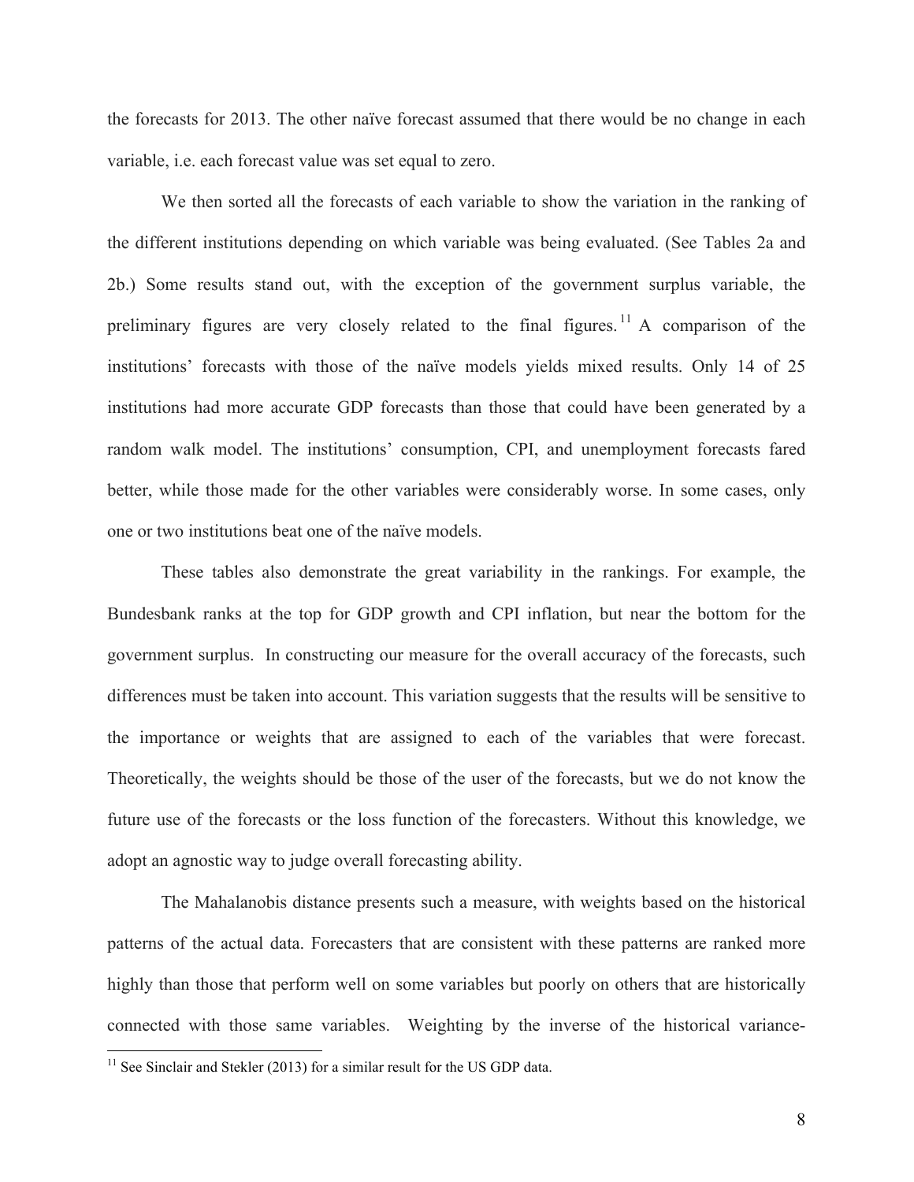the forecasts for 2013. The other naïve forecast assumed that there would be no change in each variable, i.e. each forecast value was set equal to zero.

We then sorted all the forecasts of each variable to show the variation in the ranking of the different institutions depending on which variable was being evaluated. (See Tables 2a and 2b.) Some results stand out, with the exception of the government surplus variable, the preliminary figures are very closely related to the final figures.[11] A comparison of the institutions' forecasts with those of the naïve models yields mixed results. Only 14 of 25 institutions had more accurate GDP forecasts than those that could have been generated by a random walk model. The institutions' consumption, CPI, and unemployment forecasts fared better, while those made for the other variables were considerably worse. In some cases, only one or two institutions beat one of the naïve models.

These tables also demonstrate the great variability in the rankings. For example, the Bundesbank ranks at the top for GDP growth and CPI inflation, but near the bottom for the government surplus. In constructing our measure for the overall accuracy of the forecasts, such differences must be taken into account. This variation suggests that the results will be sensitive to the importance or weights that are assigned to each of the variables that were forecast. Theoretically, the weights should be those of the user of the forecasts, but we do not know the future use of the forecasts or the loss function of the forecasters. Without this knowledge, we adopt an agnostic way to judge overall forecasting ability.

The Mahalanobis distance presents such a measure, with weights based on the historical patterns of the actual data. Forecasters that are consistent with these patterns are ranked more highly than those that perform well on some variables but poorly on others that are historically connected with those same variables. Weighting by the inverse of the historical variance-

[11] See Sinclair and Stekler (2013) for a similar result for the US GDP data.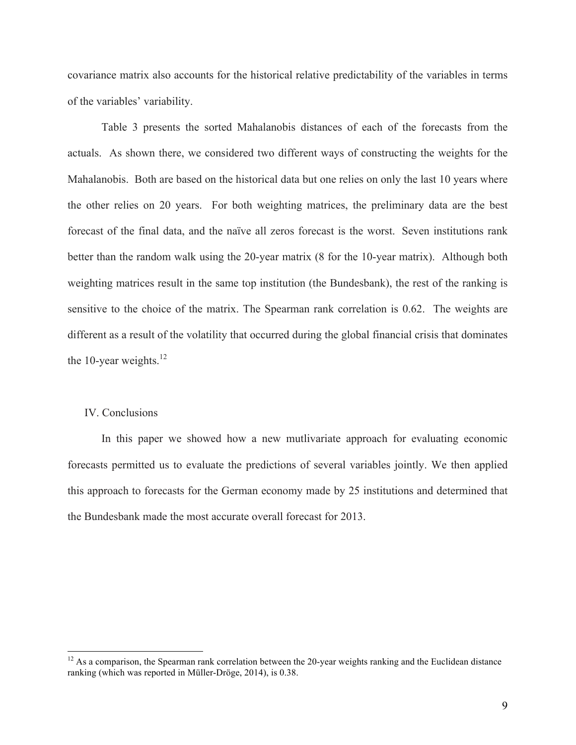covariance matrix also accounts for the historical relative predictability of the variables in terms of the variables' variability.

Table 3 presents the sorted Mahalanobis distances of each of the forecasts from the actuals. As shown there, we considered two different ways of constructing the weights for the Mahalanobis. Both are based on the historical data but one relies on only the last 10 years where the other relies on 20 years. For both weighting matrices, the preliminary data are the best forecast of the final data, and the naïve all zeros forecast is the worst. Seven institutions rank better than the random walk using the 20-year matrix (8 for the 10-year matrix). Although both weighting matrices result in the same top institution (the Bundesbank), the rest of the ranking is sensitive to the choice of the matrix. The Spearman rank correlation is 0.62. The weights are different as a result of the volatility that occurred during the global financial crisis that dominates the 10-year weights.[12]

## IV. Conclusions

In this paper we showed how a new mutlivariate approach for evaluating economic forecasts permitted us to evaluate the predictions of several variables jointly. We then applied this approach to forecasts for the German economy made by 25 institutions and determined that the Bundesbank made the most accurate overall forecast for 2013.

---

[12] As a comparison, the Spearman rank correlation between the 20-year weights ranking and the Euclidean distance ranking (which was reported in Müller-Dröge, 2014), is 0.38.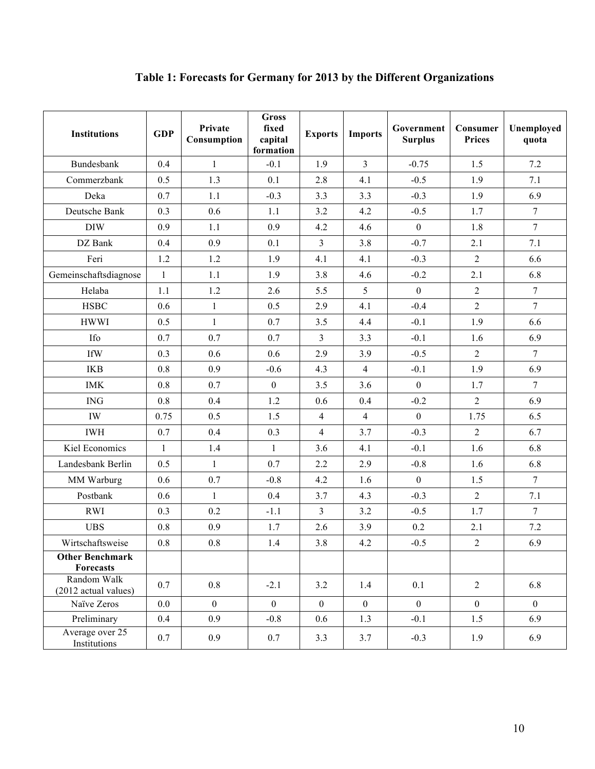## Table 1: Forecasts for Germany for 2013 by the Different Organizations

| Institutions | GDP | Private Consumption | Gross fixed capital formation | Exports | Imports | Government Surplus | Consumer Prices | Unemployed quota |
|---|---|---|---|---|---|---|---|---|
| Bundesbank | 0.4 | 1 | -0.1 | 1.9 | 3 | -0.75 | 1.5 | 7.2 |
| Commerzbank | 0.5 | 1.3 | 0.1 | 2.8 | 4.1 | -0.5 | 1.9 | 7.1 |
| Deka | 0.7 | 1.1 | -0.3 | 3.3 | 3.3 | -0.3 | 1.9 | 6.9 |
| Deutsche Bank | 0.3 | 0.6 | 1.1 | 3.2 | 4.2 | -0.5 | 1.7 | 7 |
| DIW | 0.9 | 1.1 | 0.9 | 4.2 | 4.6 | 0 | 1.8 | 7 |
| DZ Bank | 0.4 | 0.9 | 0.1 | 3 | 3.8 | -0.7 | 2.1 | 7.1 |
| Feri | 1.2 | 1.2 | 1.9 | 4.1 | 4.1 | -0.3 | 2 | 6.6 |
| Gemeinschaftsdiagnose | 1 | 1.1 | 1.9 | 3.8 | 4.6 | -0.2 | 2.1 | 6.8 |
| Helaba | 1.1 | 1.2 | 2.6 | 5.5 | 5 | 0 | 2 | 7 |
| HSBC | 0.6 | 1 | 0.5 | 2.9 | 4.1 | -0.4 | 2 | 7 |
| HWWI | 0.5 | 1 | 0.7 | 3.5 | 4.4 | -0.1 | 1.9 | 6.6 |
| Ifo | 0.7 | 0.7 | 0.7 | 3 | 3.3 | -0.1 | 1.6 | 6.9 |
| IfW | 0.3 | 0.6 | 0.6 | 2.9 | 3.9 | -0.5 | 2 | 7 |
| IKB | 0.8 | 0.9 | -0.6 | 4.3 | 4 | -0.1 | 1.9 | 6.9 |
| IMK | 0.8 | 0.7 | 0 | 3.5 | 3.6 | 0 | 1.7 | 7 |
| ING | 0.8 | 0.4 | 1.2 | 0.6 | 0.4 | -0.2 | 2 | 6.9 |
| IW | 0.75 | 0.5 | 1.5 | 4 | 4 | 0 | 1.75 | 6.5 |
| IWH | 0.7 | 0.4 | 0.3 | 4 | 3.7 | -0.3 | 2 | 6.7 |
| Kiel Economics | 1 | 1.4 | 1 | 3.6 | 4.1 | -0.1 | 1.6 | 6.8 |
| Landesbank Berlin | 0.5 | 1 | 0.7 | 2.2 | 2.9 | -0.8 | 1.6 | 6.8 |
| MM Warburg | 0.6 | 0.7 | -0.8 | 4.2 | 1.6 | 0 | 1.5 | 7 |
| Postbank | 0.6 | 1 | 0.4 | 3.7 | 4.3 | -0.3 | 2 | 7.1 |
| RWI | 0.3 | 0.2 | -1.1 | 3 | 3.2 | -0.5 | 1.7 | 7 |
| UBS | 0.8 | 0.9 | 1.7 | 2.6 | 3.9 | 0.2 | 2.1 | 7.2 |
| Wirtschaftsweise | 0.8 | 0.8 | 1.4 | 3.8 | 4.2 | -0.5 | 2 | 6.9 |
| **Other Benchmark Forecasts** | | | | | | | | |
| Random Walk (2012 actual values) | 0.7 | 0.8 | -2.1 | 3.2 | 1.4 | 0.1 | 2 | 6.8 |
| Naïve Zeros | 0.0 | 0 | 0 | 0 | 0 | 0 | 0 | 0 |
| Preliminary | 0.4 | 0.9 | -0.8 | 0.6 | 1.3 | -0.1 | 1.5 | 6.9 |
| Average over 25 Institutions | 0.7 | 0.9 | 0.7 | 3.3 | 3.7 | -0.3 | 1.9 | 6.9 |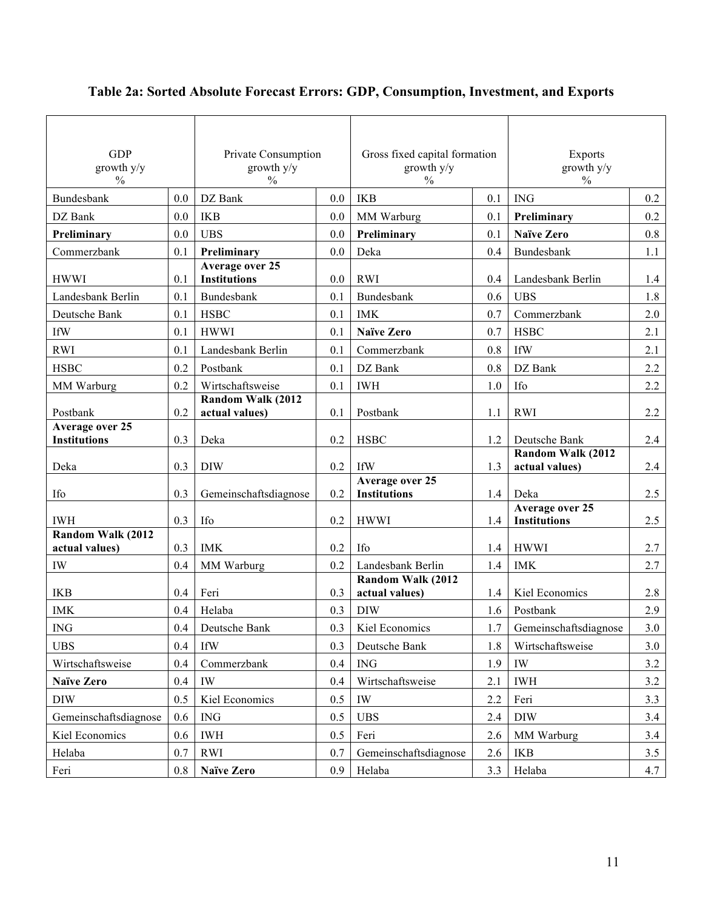# Table 2a: Sorted Absolute Forecast Errors: GDP, Consumption, Investment, and Exports

| GDP growth y/y % | | Private Consumption growth y/y % | | Gross fixed capital formation growth y/y % | | Exports growth y/y % | |
|---|---|---|---|---|---|---|---|
| Bundesbank | 0.0 | DZ Bank | 0.0 | IKB | 0.1 | ING | 0.2 |
| DZ Bank | 0.0 | IKB | 0.0 | MM Warburg | 0.1 | **Preliminary** | 0.2 |
| **Preliminary** | 0.0 | UBS | 0.0 | **Preliminary** | 0.1 | **Naïve Zero** | 0.8 |
| Commerzbank | 0.1 | **Preliminary** | 0.0 | Deka | 0.4 | Bundesbank | 1.1 |
| HWWI | 0.1 | **Average over 25 Institutions** | 0.0 | RWI | 0.4 | Landesbank Berlin | 1.4 |
| Landesbank Berlin | 0.1 | Bundesbank | 0.1 | Bundesbank | 0.6 | UBS | 1.8 |
| Deutsche Bank | 0.1 | HSBC | 0.1 | IMK | 0.7 | Commerzbank | 2.0 |
| IfW | 0.1 | HWWI | 0.1 | **Naïve Zero** | 0.7 | HSBC | 2.1 |
| RWI | 0.1 | Landesbank Berlin | 0.1 | Commerzbank | 0.8 | IfW | 2.1 |
| HSBC | 0.2 | Postbank | 0.1 | DZ Bank | 0.8 | DZ Bank | 2.2 |
| MM Warburg | 0.2 | Wirtschaftsweise | 0.1 | IWH | 1.0 | Ifo | 2.2 |
| Postbank | 0.2 | **Random Walk (2012 actual values)** | 0.1 | Postbank | 1.1 | RWI | 2.2 |
| **Average over 25 Institutions** | 0.3 | Deka | 0.2 | HSBC | 1.2 | Deutsche Bank | 2.4 |
| Deka | 0.3 | DIW | 0.2 | IfW | 1.3 | **Random Walk (2012 actual values)** | 2.4 |
| Ifo | 0.3 | Gemeinschaftsdiagnose | 0.2 | **Average over 25 Institutions** | 1.4 | Deka | 2.5 |
| IWH | 0.3 | Ifo | 0.2 | HWWI | 1.4 | **Average over 25 Institutions** | 2.5 |
| **Random Walk (2012 actual values)** | 0.3 | IMK | 0.2 | Ifo | 1.4 | HWWI | 2.7 |
| IW | 0.4 | MM Warburg | 0.2 | Landesbank Berlin | 1.4 | IMK | 2.7 |
| IKB | 0.4 | Feri | 0.3 | **Random Walk (2012 actual values)** | 1.4 | Kiel Economics | 2.8 |
| IMK | 0.4 | Helaba | 0.3 | DIW | 1.6 | Postbank | 2.9 |
| ING | 0.4 | Deutsche Bank | 0.3 | Kiel Economics | 1.7 | Gemeinschaftsdiagnose | 3.0 |
| UBS | 0.4 | IfW | 0.3 | Deutsche Bank | 1.8 | Wirtschaftsweise | 3.0 |
| Wirtschaftsweise | 0.4 | Commerzbank | 0.4 | ING | 1.9 | IW | 3.2 |
| **Naïve Zero** | 0.4 | IW | 0.4 | Wirtschaftsweise | 2.1 | IWH | 3.2 |
| DIW | 0.5 | Kiel Economics | 0.5 | IW | 2.2 | Feri | 3.3 |
| Gemeinschaftsdiagnose | 0.6 | ING | 0.5 | UBS | 2.4 | DIW | 3.4 |
| Kiel Economics | 0.6 | IWH | 0.5 | Feri | 2.6 | MM Warburg | 3.4 |
| Helaba | 0.7 | RWI | 0.7 | Gemeinschaftsdiagnose | 2.6 | IKB | 3.5 |
| Feri | 0.8 | **Naïve Zero** | 0.9 | Helaba | 3.3 | Helaba | 4.7 |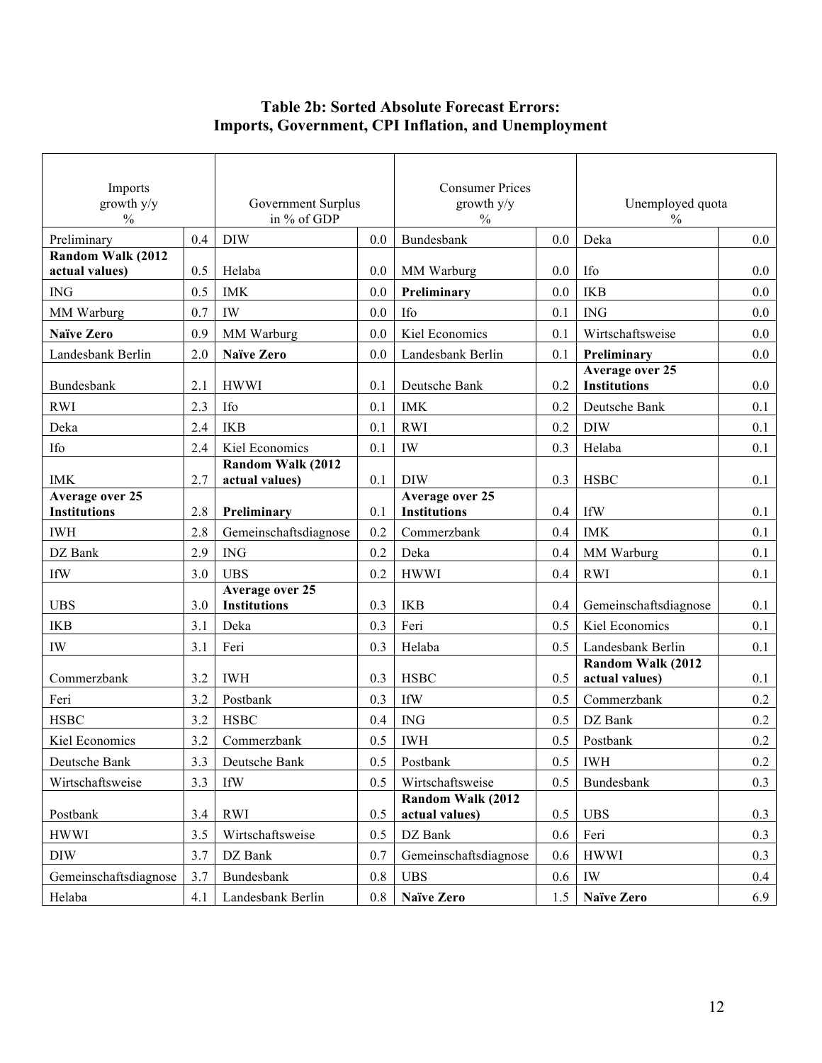**Table 2b: Sorted Absolute Forecast Errors: Imports, Government, CPI Inflation, and Unemployment**

| Imports growth y/y % | | Government Surplus in % of GDP | | Consumer Prices growth y/y % | | Unemployed quota % | |
|---|---|---|---|---|---|---|---|
| Preliminary | 0.4 | DIW | 0.0 | Bundesbank | 0.0 | Deka | 0.0 |
| **Random Walk (2012 actual values)** | 0.5 | Helaba | 0.0 | MM Warburg | 0.0 | Ifo | 0.0 |
| ING | 0.5 | IMK | 0.0 | **Preliminary** | 0.0 | IKB | 0.0 |
| MM Warburg | 0.7 | IW | 0.0 | Ifo | 0.1 | ING | 0.0 |
| **Naïve Zero** | 0.9 | MM Warburg | 0.0 | Kiel Economics | 0.1 | Wirtschaftsweise | 0.0 |
| Landesbank Berlin | 2.0 | **Naïve Zero** | 0.0 | Landesbank Berlin | 0.1 | **Preliminary** | 0.0 |
| Bundesbank | 2.1 | HWWI | 0.1 | Deutsche Bank | 0.2 | **Average over 25 Institutions** | 0.0 |
| RWI | 2.3 | Ifo | 0.1 | IMK | 0.2 | Deutsche Bank | 0.1 |
| Deka | 2.4 | IKB | 0.1 | RWI | 0.2 | DIW | 0.1 |
| Ifo | 2.4 | Kiel Economics | 0.1 | IW | 0.3 | Helaba | 0.1 |
| IMK | 2.7 | **Random Walk (2012 actual values)** | 0.1 | DIW | 0.3 | HSBC | 0.1 |
| **Average over 25 Institutions** | 2.8 | **Preliminary** | 0.1 | **Average over 25 Institutions** | 0.4 | IfW | 0.1 |
| IWH | 2.8 | Gemeinschaftsdiagnose | 0.2 | Commerzbank | 0.4 | IMK | 0.1 |
| DZ Bank | 2.9 | ING | 0.2 | Deka | 0.4 | MM Warburg | 0.1 |
| IfW | 3.0 | UBS | 0.2 | HWWI | 0.4 | RWI | 0.1 |
| UBS | 3.0 | **Average over 25 Institutions** | 0.3 | IKB | 0.4 | Gemeinschaftsdiagnose | 0.1 |
| IKB | 3.1 | Deka | 0.3 | Feri | 0.5 | Kiel Economics | 0.1 |
| IW | 3.1 | Feri | 0.3 | Helaba | 0.5 | Landesbank Berlin | 0.1 |
| Commerzbank | 3.2 | IWH | 0.3 | HSBC | 0.5 | **Random Walk (2012 actual values)** | 0.1 |
| Feri | 3.2 | Postbank | 0.3 | IfW | 0.5 | Commerzbank | 0.2 |
| HSBC | 3.2 | HSBC | 0.4 | ING | 0.5 | DZ Bank | 0.2 |
| Kiel Economics | 3.2 | Commerzbank | 0.5 | IWH | 0.5 | Postbank | 0.2 |
| Deutsche Bank | 3.3 | Deutsche Bank | 0.5 | Postbank | 0.5 | IWH | 0.2 |
| Wirtschaftsweise | 3.3 | IfW | 0.5 | Wirtschaftsweise | 0.5 | Bundesbank | 0.3 |
| Postbank | 3.4 | RWI | 0.5 | **Random Walk (2012 actual values)** | 0.5 | UBS | 0.3 |
| HWWI | 3.5 | Wirtschaftsweise | 0.5 | DZ Bank | 0.6 | Feri | 0.3 |
| DIW | 3.7 | DZ Bank | 0.7 | Gemeinschaftsdiagnose | 0.6 | HWWI | 0.3 |
| Gemeinschaftsdiagnose | 3.7 | Bundesbank | 0.8 | UBS | 0.6 | IW | 0.4 |
| Helaba | 4.1 | Landesbank Berlin | 0.8 | **Naïve Zero** | 1.5 | **Naïve Zero** | 6.9 |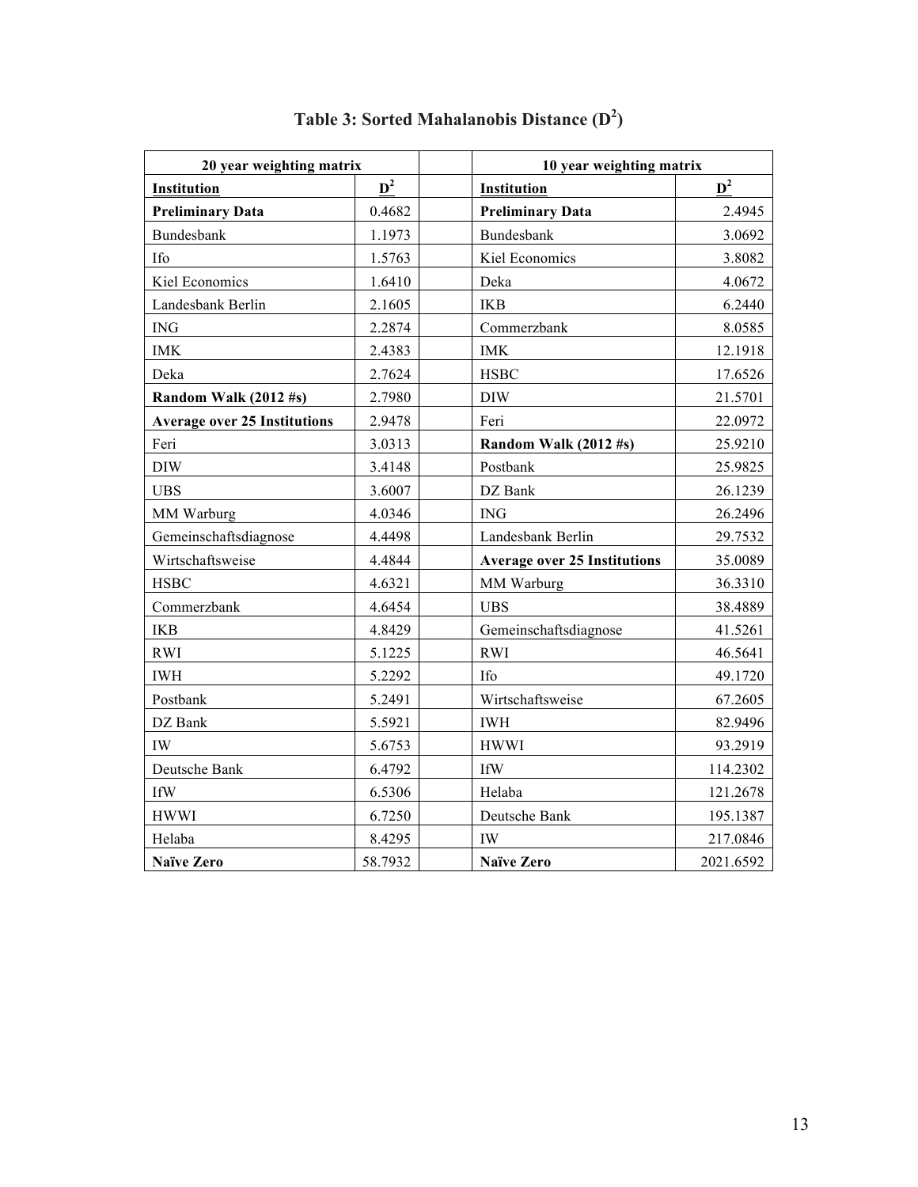# Table 3: Sorted Mahalanobis Distance ($D^2$)

| 20 year weighting matrix | | | 10 year weighting matrix | |
|---|---|---|---|---|
| **Institution** | **$D^2$** | | **Institution** | **$D^2$** |
| **Preliminary Data** | 0.4682 | | **Preliminary Data** | 2.4945 |
| Bundesbank | 1.1973 | | Bundesbank | 3.0692 |
| Ifo | 1.5763 | | Kiel Economics | 3.8082 |
| Kiel Economics | 1.6410 | | Deka | 4.0672 |
| Landesbank Berlin | 2.1605 | | IKB | 6.2440 |
| ING | 2.2874 | | Commerzbank | 8.0585 |
| IMK | 2.4383 | | IMK | 12.1918 |
| Deka | 2.7624 | | HSBC | 17.6526 |
| **Random Walk (2012 #s)** | 2.7980 | | DIW | 21.5701 |
| **Average over 25 Institutions** | 2.9478 | | Feri | 22.0972 |
| Feri | 3.0313 | | **Random Walk (2012 #s)** | 25.9210 |
| DIW | 3.4148 | | Postbank | 25.9825 |
| UBS | 3.6007 | | DZ Bank | 26.1239 |
| MM Warburg | 4.0346 | | ING | 26.2496 |
| Gemeinschaftsdiagnose | 4.4498 | | Landesbank Berlin | 29.7532 |
| Wirtschaftsweise | 4.4844 | | **Average over 25 Institutions** | 35.0089 |
| HSBC | 4.6321 | | MM Warburg | 36.3310 |
| Commerzbank | 4.6454 | | UBS | 38.4889 |
| IKB | 4.8429 | | Gemeinschaftsdiagnose | 41.5261 |
| RWI | 5.1225 | | RWI | 46.5641 |
| IWH | 5.2292 | | Ifo | 49.1720 |
| Postbank | 5.2491 | | Wirtschaftsweise | 67.2605 |
| DZ Bank | 5.5921 | | IWH | 82.9496 |
| IW | 5.6753 | | HWWI | 93.2919 |
| Deutsche Bank | 6.4792 | | IfW | 114.2302 |
| IfW | 6.5306 | | Helaba | 121.2678 |
| HWWI | 6.7250 | | Deutsche Bank | 195.1387 |
| Helaba | 8.4295 | | IW | 217.0846 |
| **Naïve Zero** | 58.7932 | | **Naïve Zero** | 2021.6592 |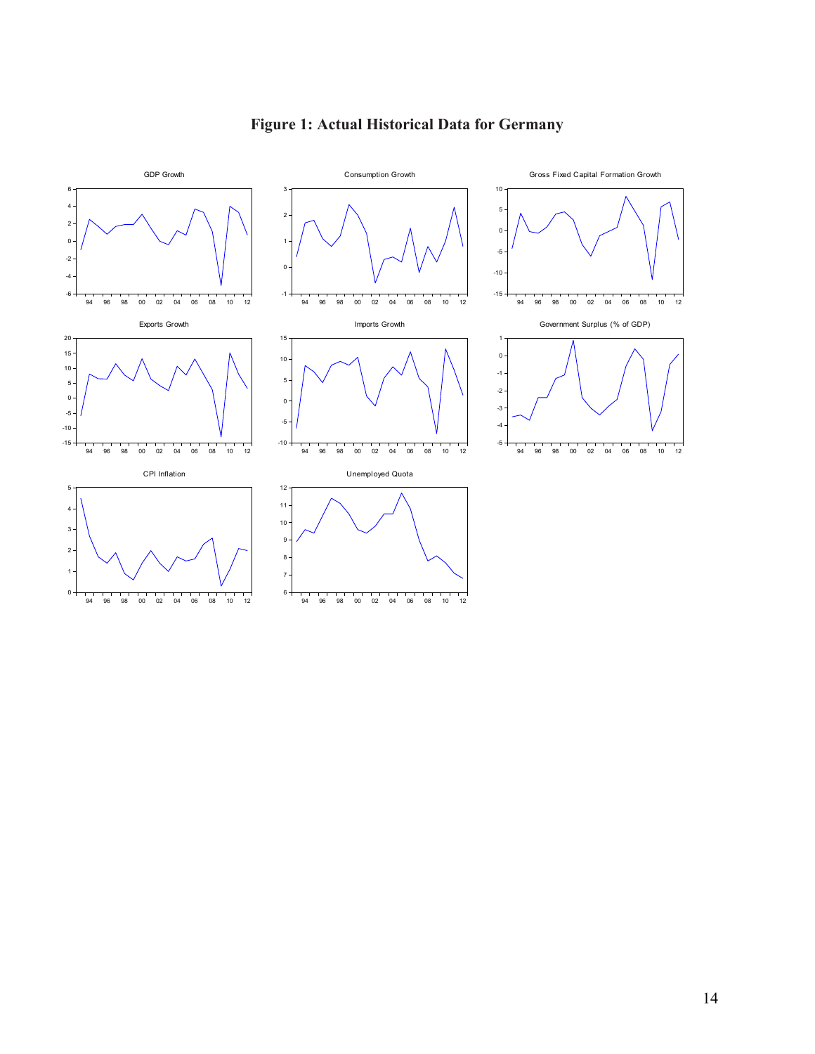# Figure 1: Actual Historical Data for Germany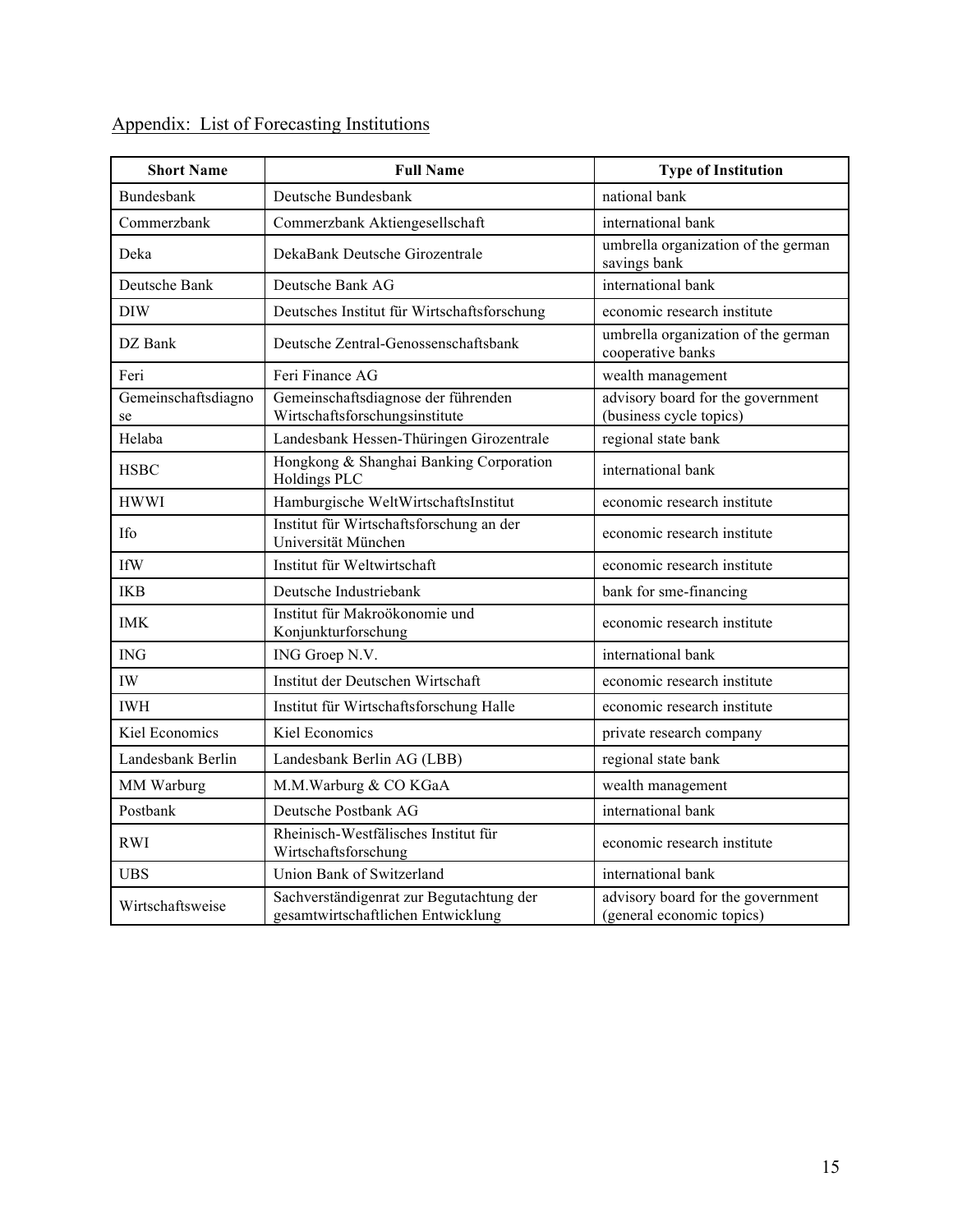Appendix: List of Forecasting Institutions

| Short Name | Full Name | Type of Institution |
|---|---|---|
| Bundesbank | Deutsche Bundesbank | national bank |
| Commerzbank | Commerzbank Aktiengesellschaft | international bank |
| Deka | DekaBank Deutsche Girozentrale | umbrella organization of the german savings bank |
| Deutsche Bank | Deutsche Bank AG | international bank |
| DIW | Deutsches Institut für Wirtschaftsforschung | economic research institute |
| DZ Bank | Deutsche Zentral-Genossenschaftsbank | umbrella organization of the german cooperative banks |
| Feri | Feri Finance AG | wealth management |
| Gemeinschaftsdiagnose | Gemeinschaftsdiagnose der führenden Wirtschaftsforschungsinstitute | advisory board for the government (business cycle topics) |
| Helaba | Landesbank Hessen-Thüringen Girozentrale | regional state bank |
| HSBC | Hongkong & Shanghai Banking Corporation Holdings PLC | international bank |
| HWWI | Hamburgische WeltWirtschaftsInstitut | economic research institute |
| Ifo | Institut für Wirtschaftsforschung an der Universität München | economic research institute |
| IfW | Institut für Weltwirtschaft | economic research institute |
| IKB | Deutsche Industriebank | bank for sme-financing |
| IMK | Institut für Makroökonomie und Konjunkturforschung | economic research institute |
| ING | ING Groep N.V. | international bank |
| IW | Institut der Deutschen Wirtschaft | economic research institute |
| IWH | Institut für Wirtschaftsforschung Halle | economic research institute |
| Kiel Economics | Kiel Economics | private research company |
| Landesbank Berlin | Landesbank Berlin AG (LBB) | regional state bank |
| MM Warburg | M.M.Warburg & CO KGaA | wealth management |
| Postbank | Deutsche Postbank AG | international bank |
| RWI | Rheinisch-Westfälisches Institut für Wirtschaftsforschung | economic research institute |
| UBS | Union Bank of Switzerland | international bank |
| Wirtschaftsweise | Sachverständigenrat zur Begutachtung der gesamtwirtschaftlichen Entwicklung | advisory board for the government (general economic topics) |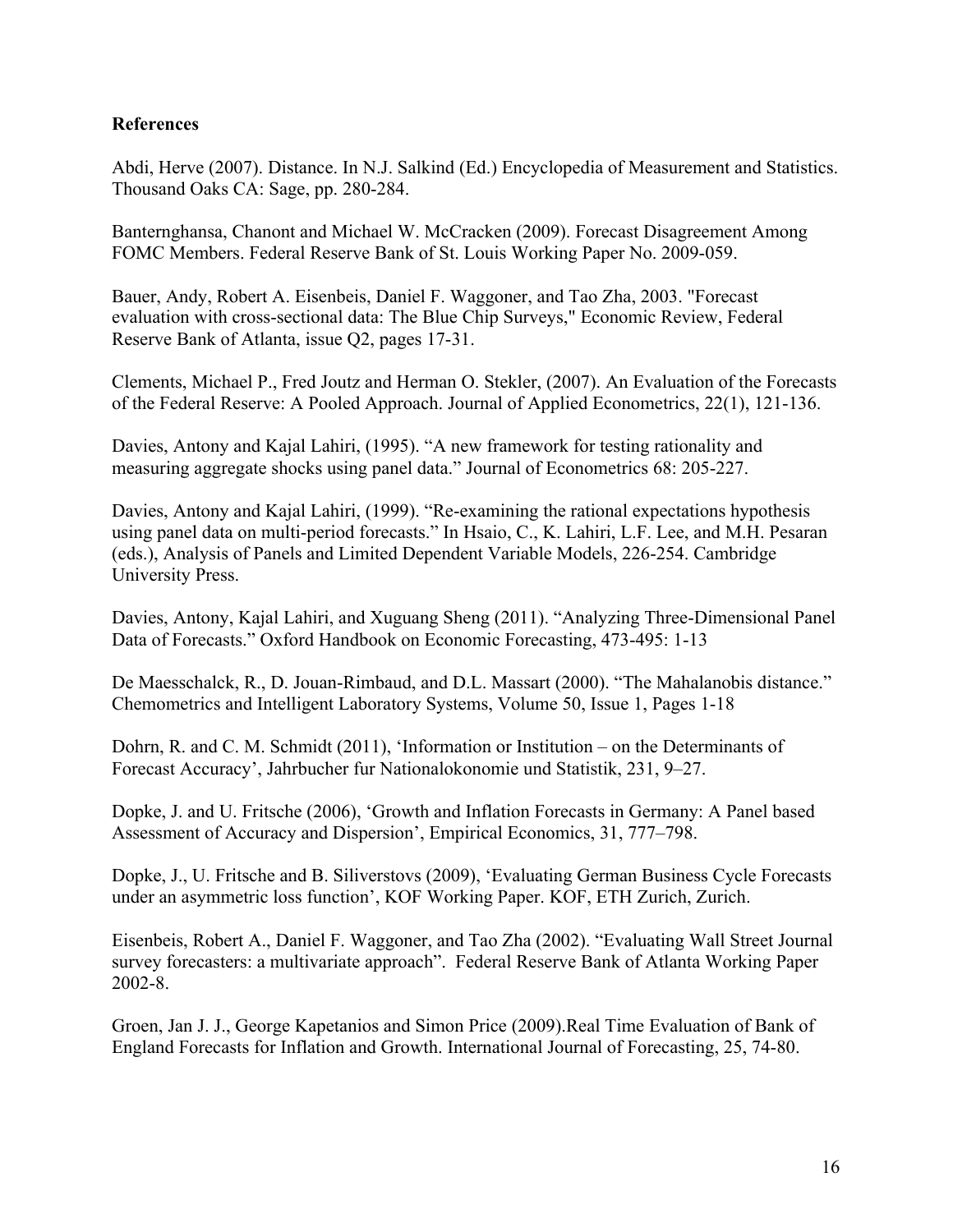**References**

Abdi, Herve (2007). Distance. In N.J. Salkind (Ed.) Encyclopedia of Measurement and Statistics. Thousand Oaks CA: Sage, pp. 280-284.

Banternghansa, Chanont and Michael W. McCracken (2009). Forecast Disagreement Among FOMC Members. Federal Reserve Bank of St. Louis Working Paper No. 2009-059.

Bauer, Andy, Robert A. Eisenbeis, Daniel F. Waggoner, and Tao Zha, 2003. "Forecast evaluation with cross-sectional data: The Blue Chip Surveys," Economic Review, Federal Reserve Bank of Atlanta, issue Q2, pages 17-31.

Clements, Michael P., Fred Joutz and Herman O. Stekler, (2007). An Evaluation of the Forecasts of the Federal Reserve: A Pooled Approach. Journal of Applied Econometrics, 22(1), 121-136.

Davies, Antony and Kajal Lahiri, (1995). "A new framework for testing rationality and measuring aggregate shocks using panel data." Journal of Econometrics 68: 205-227.

Davies, Antony and Kajal Lahiri, (1999). "Re-examining the rational expectations hypothesis using panel data on multi-period forecasts." In Hsaio, C., K. Lahiri, L.F. Lee, and M.H. Pesaran (eds.), Analysis of Panels and Limited Dependent Variable Models, 226-254. Cambridge University Press.

Davies, Antony, Kajal Lahiri, and Xuguang Sheng (2011). "Analyzing Three-Dimensional Panel Data of Forecasts." Oxford Handbook on Economic Forecasting, 473-495: 1-13

De Maesschalck, R., D. Jouan-Rimbaud, and D.L. Massart (2000). "The Mahalanobis distance." Chemometrics and Intelligent Laboratory Systems, Volume 50, Issue 1, Pages 1-18

Dohrn, R. and C. M. Schmidt (2011), 'Information or Institution – on the Determinants of Forecast Accuracy', Jahrbucher fur Nationalokonomie und Statistik, 231, 9–27.

Dopke, J. and U. Fritsche (2006), 'Growth and Inflation Forecasts in Germany: A Panel based Assessment of Accuracy and Dispersion', Empirical Economics, 31, 777–798.

Dopke, J., U. Fritsche and B. Siliverstovs (2009), 'Evaluating German Business Cycle Forecasts under an asymmetric loss function', KOF Working Paper. KOF, ETH Zurich, Zurich.

Eisenbeis, Robert A., Daniel F. Waggoner, and Tao Zha (2002). "Evaluating Wall Street Journal survey forecasters: a multivariate approach". Federal Reserve Bank of Atlanta Working Paper 2002-8.

Groen, Jan J. J., George Kapetanios and Simon Price (2009).Real Time Evaluation of Bank of England Forecasts for Inflation and Growth. International Journal of Forecasting, 25, 74-80.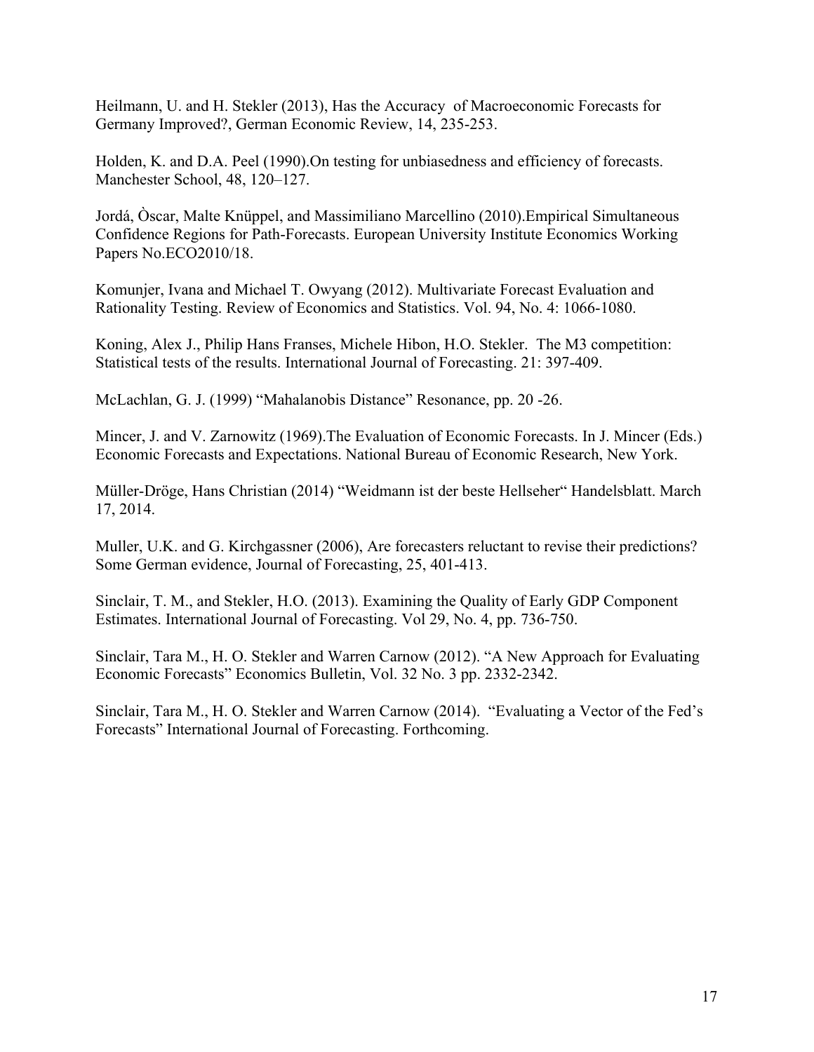Heilmann, U. and H. Stekler (2013), Has the Accuracy of Macroeconomic Forecasts for Germany Improved?, German Economic Review, 14, 235-253.

Holden, K. and D.A. Peel (1990).On testing for unbiasedness and efficiency of forecasts. Manchester School, 48, 120–127.

Jordá, Òscar, Malte Knüppel, and Massimiliano Marcellino (2010).Empirical Simultaneous Confidence Regions for Path-Forecasts. European University Institute Economics Working Papers No.ECO2010/18.

Komunjer, Ivana and Michael T. Owyang (2012). Multivariate Forecast Evaluation and Rationality Testing. Review of Economics and Statistics. Vol. 94, No. 4: 1066-1080.

Koning, Alex J., Philip Hans Franses, Michele Hibon, H.O. Stekler. The M3 competition: Statistical tests of the results. International Journal of Forecasting. 21: 397-409.

McLachlan, G. J. (1999) "Mahalanobis Distance" Resonance, pp. 20 -26.

Mincer, J. and V. Zarnowitz (1969).The Evaluation of Economic Forecasts. In J. Mincer (Eds.) Economic Forecasts and Expectations. National Bureau of Economic Research, New York.

Müller-Dröge, Hans Christian (2014) "Weidmann ist der beste Hellseher" Handelsblatt. March 17, 2014.

Muller, U.K. and G. Kirchgassner (2006), Are forecasters reluctant to revise their predictions? Some German evidence, Journal of Forecasting, 25, 401-413.

Sinclair, T. M., and Stekler, H.O. (2013). Examining the Quality of Early GDP Component Estimates. International Journal of Forecasting. Vol 29, No. 4, pp. 736-750.

Sinclair, Tara M., H. O. Stekler and Warren Carnow (2012). "A New Approach for Evaluating Economic Forecasts" Economics Bulletin, Vol. 32 No. 3 pp. 2332-2342.

Sinclair, Tara M., H. O. Stekler and Warren Carnow (2014). "Evaluating a Vector of the Fed's Forecasts" International Journal of Forecasting. Forthcoming.